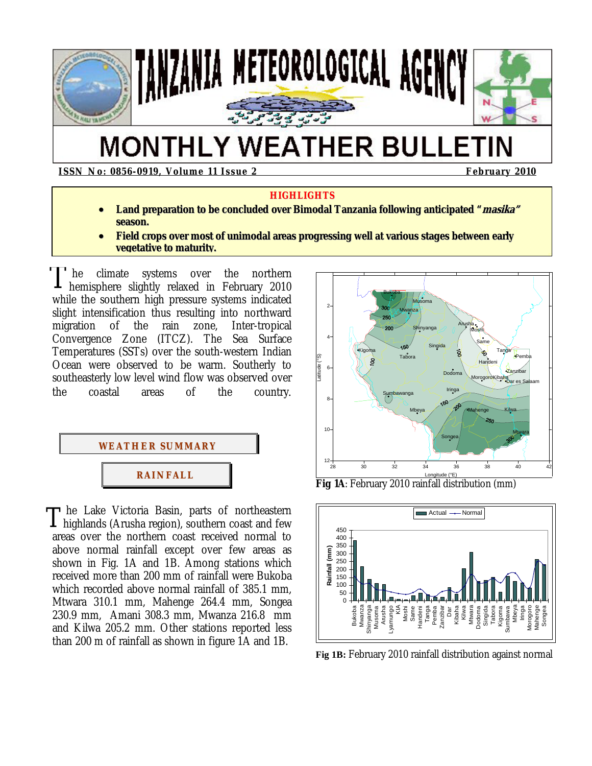# TANZANIA METEOROLOGICAL AGENCY

# MONTHLY WEATHER BULLETIN

**ISSN No: 0856-0919, Volume 11 Issue 2** **February 2010**

**HIGHLIGHTS**

- **Land preparation to be concluded over Bimodal Tanzania following anticipated "*masika*" season.**
- **Field crops over most of unimodal areas progressing well at various stages between early vegetative to maturity.**

The climate systems over the northern hemisphere slightly relaxed in February 2010 while the southern high pressure systems indicated slight intensification thus resulting into northward migration of the rain zone, Inter-tropical Convergence Zone (ITCZ). The Sea Surface Temperatures (SSTs) over the south-western Indian Ocean were observed to be warm. Southerly to southeasterly low level wind flow was observed over the coastal areas of the country.

## WEATHER SUMMARY

### RAINFALL

The Lake Victoria Basin, parts of northeastern highlands (Arusha region), southern coast and few areas over the northern coast received normal to above normal rainfall except over few areas as shown in Fig. 1A and 1B. Among stations which received more than 200 mm of rainfall were Bukoba which recorded above normal rainfall of 385.1 mm, Mtwara 310.1 mm, Mahenge 264.4 mm, Songea 230.9 mm, Amani 308.3 mm, Mwanza 216.8 mm and Kilwa 205.2 mm. Other stations reported less than 200 m of rainfall as shown in figure 1A and 1B.

**Fig 1A**: February 2010 rainfall distribution (mm)

**Fig 1B:** February 2010 rainfall distribution against normal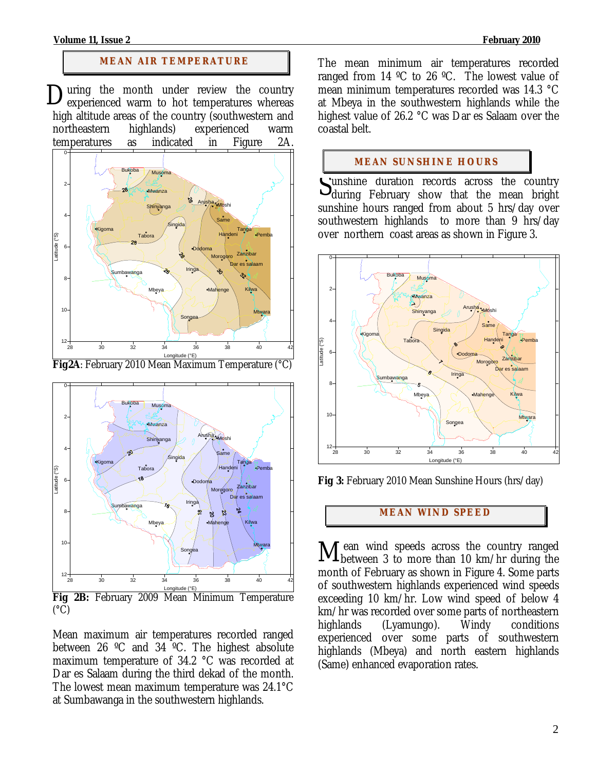## MEAN AIR TEMPERATURE

During the month under review the country experienced warm to hot temperatures whereas high altitude areas of the country (southwestern and northeastern highlands) experienced warm temperatures as indicated in Figure 2A.

**Fig2A**: February 2010 Mean Maximum Temperature (°C)

**Fig 2B:** February 2009 Mean Minimum Temperature (°C)

Mean maximum air temperatures recorded ranged between 26 ºC and 34 ºC. The highest absolute maximum temperature of 34.2 °C was recorded at Dar es Salaam during the third dekad of the month. The lowest mean maximum temperature was 24.1°C at Sumbawanga in the southwestern highlands.

The mean minimum air temperatures recorded ranged from 14 ºC to 26 ºC. The lowest value of mean minimum temperatures recorded was 14.3 °C at Mbeya in the southwestern highlands while the highest value of 26.2 °C was Dar es Salaam over the coastal belt.

## MEAN SUNSHINE HOURS

Sunshine duration records across the country during February show that the mean bright sunshine hours ranged from about 5 hrs/day over southwestern highlands to more than 9 hrs/day over northern coast areas as shown in Figure 3.

**Fig 3:** February 2010 Mean Sunshine Hours (hrs/day)

## MEAN WIND SPEED

Mean wind speeds across the country ranged between 3 to more than 10 km/hr during the month of February as shown in Figure 4. Some parts of southwestern highlands experienced wind speeds exceeding 10 km/hr. Low wind speed of below 4 km/hr was recorded over some parts of northeastern highlands (Lyamungo). Windy conditions experienced over some parts of southwestern highlands (Mbeya) and north eastern highlands (Same) enhanced evaporation rates.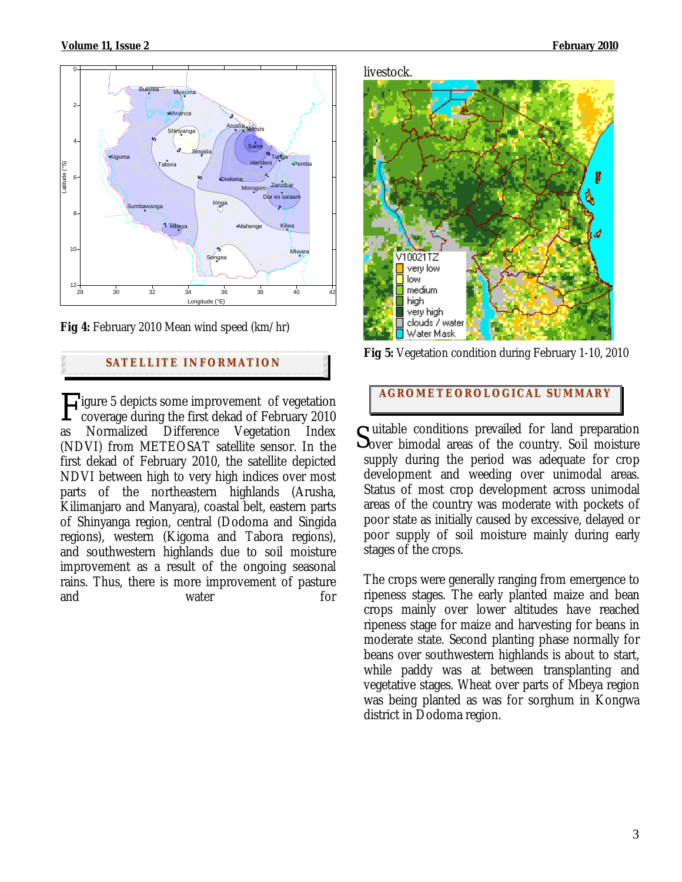Fig 4: February 2010 Mean wind speed (km/hr)

## SATELLITE INFORMATION

Figure 5 depicts some improvement of vegetation coverage during the first dekad of February 2010 as Normalized Difference Vegetation Index (NDVI) from METEOSAT satellite sensor. In the first dekad of February 2010, the satellite depicted NDVI between high to very high indices over most parts of the northeastern highlands (Arusha, Kilimanjaro and Manyara), coastal belt, eastern parts of Shinyanga region, central (Dodoma and Singida regions), western (Kigoma and Tabora regions), and southwestern highlands due to soil moisture improvement as a result of the ongoing seasonal rains. Thus, there is more improvement of pasture and water for livestock.

**Fig 5:** Vegetation condition during February 1-10, 2010

## AGROMETEOROLOGICAL SUMMARY

Suitable conditions prevailed for land preparation over bimodal areas of the country. Soil moisture supply during the period was adequate for crop development and weeding over unimodal areas. Status of most crop development across unimodal areas of the country was moderate with pockets of poor state as initially caused by excessive, delayed or poor supply of soil moisture mainly during early stages of the crops.

The crops were generally ranging from emergence to ripeness stages. The early planted maize and bean crops mainly over lower altitudes have reached ripeness stage for maize and harvesting for beans in moderate state. Second planting phase normally for beans over southwestern highlands is about to start, while paddy was at between transplanting and vegetative stages. Wheat over parts of Mbeya region was being planted as was for sorghum in Kongwa district in Dodoma region.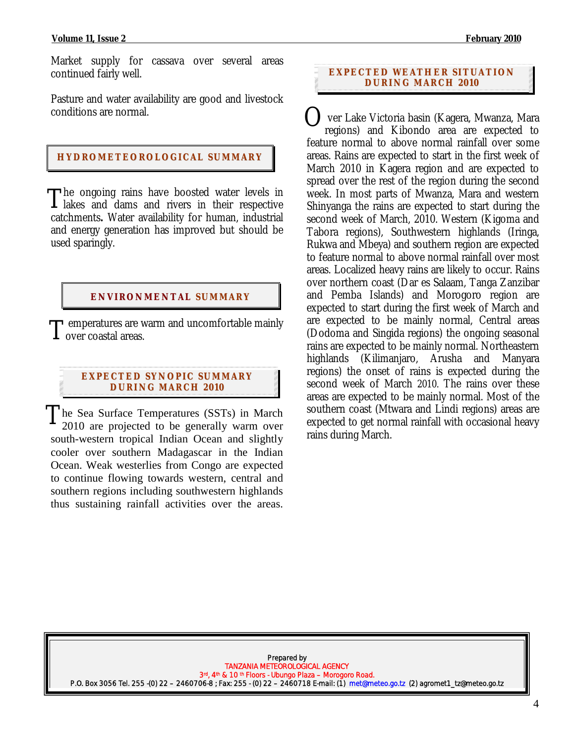Market supply for cassava over several areas continued fairly well.

Pasture and water availability are good and livestock conditions are normal.

## HYDROMETEOROLOGICAL SUMMARY

The ongoing rains have boosted water levels in lakes and dams and rivers in their respective catchments**.** Water availability for human, industrial and energy generation has improved but should be used sparingly.

## ENVIRONMENTAL SUMMARY

Temperatures are warm and uncomfortable mainly over coastal areas.

## EXPECTED SYNOPIC SUMMARY DURING MARCH 2010

The Sea Surface Temperatures (SSTs) in March 2010 are projected to be generally warm over south-western tropical Indian Ocean and slightly cooler over southern Madagascar in the Indian Ocean. Weak westerlies from Congo are expected to continue flowing towards western, central and southern regions including southwestern highlands thus sustaining rainfall activities over the areas.

## EXPECTED WEATHER SITUATION DURING MARCH 2010

Over Lake Victoria basin (Kagera, Mwanza, Mara regions) and Kibondo area are expected to feature normal to above normal rainfall over some areas. Rains are expected to start in the first week of March 2010 in Kagera region and are expected to spread over the rest of the region during the second week. In most parts of Mwanza, Mara and western Shinyanga the rains are expected to start during the second week of March, 2010. Western (Kigoma and Tabora regions), Southwestern highlands (Iringa, Rukwa and Mbeya) and southern region are expected to feature normal to above normal rainfall over most areas. Localized heavy rains are likely to occur. Rains over northern coast (Dar es Salaam, Tanga Zanzibar and Pemba Islands) and Morogoro region are expected to start during the first week of March and are expected to be mainly normal, Central areas (Dodoma and Singida regions) the ongoing seasonal rains are expected to be mainly normal. Northeastern highlands (Kilimanjaro, Arusha and Manyara regions) the onset of rains is expected during the second week of March 2010. The rains over these areas are expected to be mainly normal. Most of the southern coast (Mtwara and Lindi regions) areas are expected to get normal rainfall with occasional heavy rains during March.

Prepared by
TANZANIA METEOROLOGICAL AGENCY
3rd, 4th & 10th Floors - Ubungo Plaza – Morogoro Road.
P.O. Box 3056 Tel. 255 -(0) 22 – 2460706-8 ; Fax: 255 - (0) 22 – 2460718 E-mail: (1) met@meteo.go.tz (2) agromet1_tz@meteo.go.tz